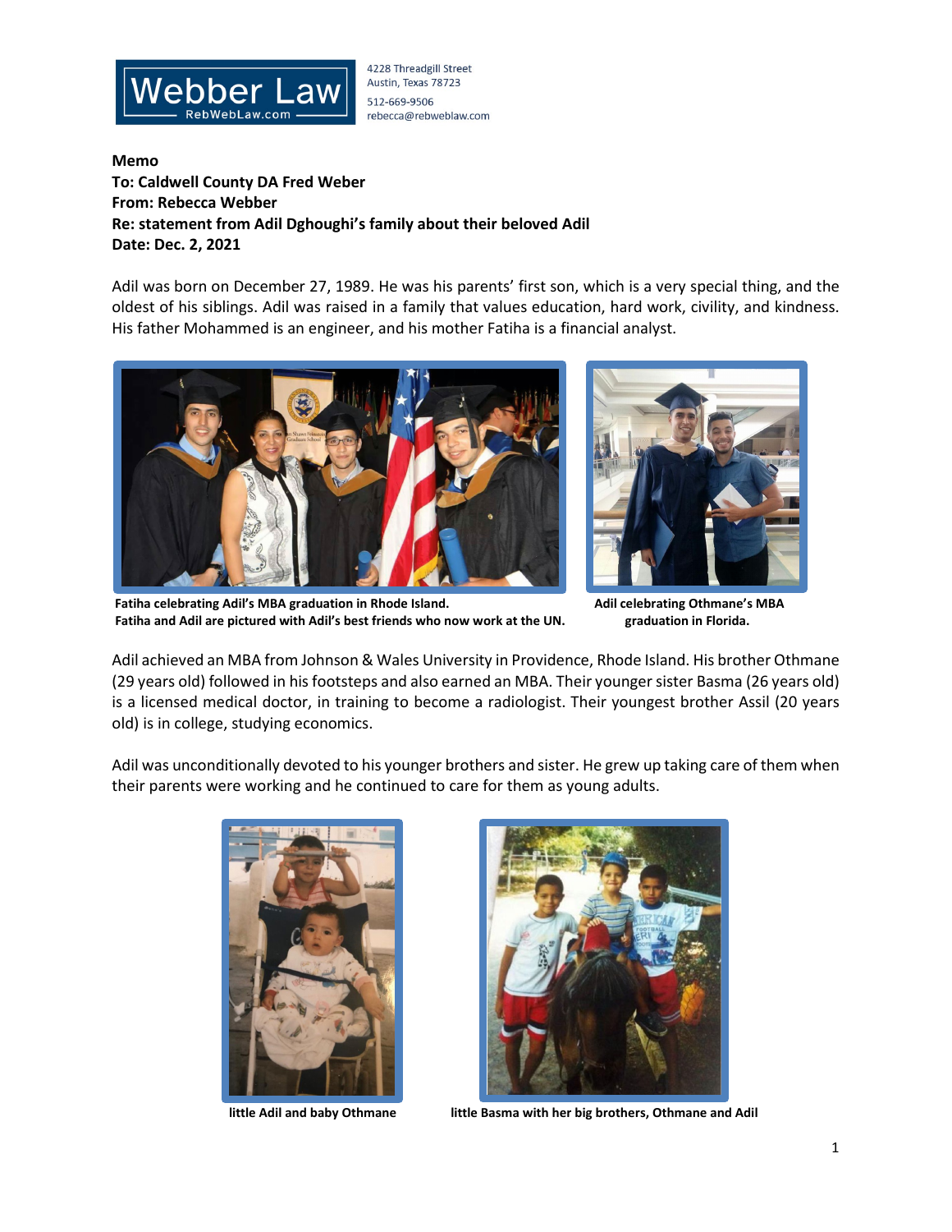Webber Law
RebWebLaw.com

4228 Threadgill Street
Austin, Texas 78723
512-669-9506
rebecca@rebweblaw.com

**Memo**
**To: Caldwell County DA Fred Weber**
**From: Rebecca Webber**
**Re: statement from Adil Dghoughi's family about their beloved Adil**
**Date: Dec. 2, 2021**

Adil was born on December 27, 1989. He was his parents' first son, which is a very special thing, and the oldest of his siblings. Adil was raised in a family that values education, hard work, civility, and kindness. His father Mohammed is an engineer, and his mother Fatiha is a financial analyst.

**Fatiha celebrating Adil's MBA graduation in Rhode Island. Fatiha and Adil are pictured with Adil's best friends who now work at the UN.**

**Adil celebrating Othmane's MBA graduation in Florida.**

Adil achieved an MBA from Johnson & Wales University in Providence, Rhode Island. His brother Othmane (29 years old) followed in his footsteps and also earned an MBA. Their younger sister Basma (26 years old) is a licensed medical doctor, in training to become a radiologist. Their youngest brother Assil (20 years old) is in college, studying economics.

Adil was unconditionally devoted to his younger brothers and sister. He grew up taking care of them when their parents were working and he continued to care for them as young adults.

**little Adil and baby Othmane**

**little Basma with her big brothers, Othmane and Adil**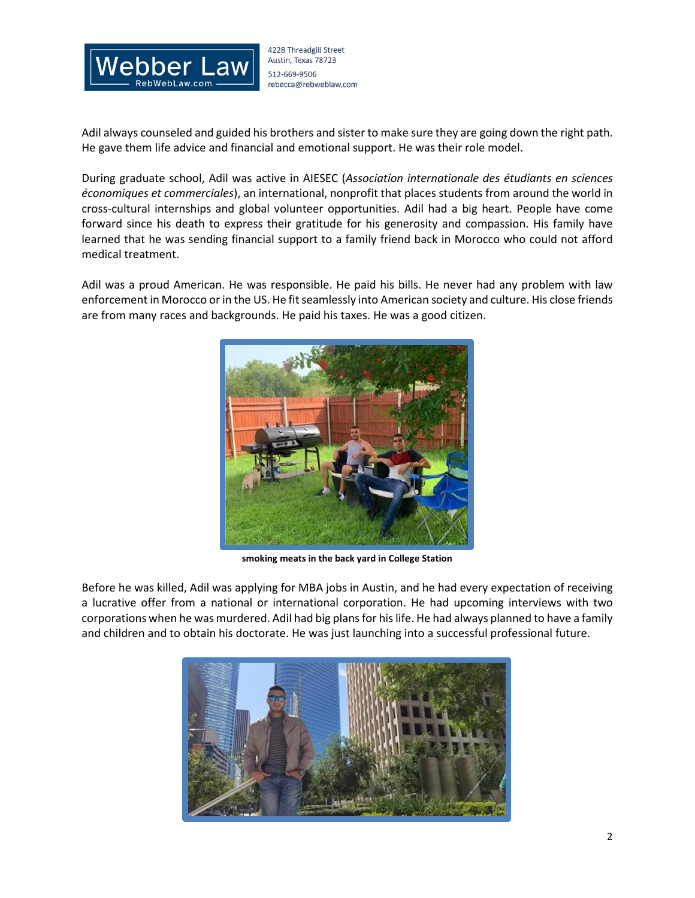Adil always counseled and guided his brothers and sister to make sure they are going down the right path. He gave them life advice and financial and emotional support. He was their role model.

During graduate school, Adil was active in AIESEC (*Association internationale des étudiants en sciences économiques et commerciales*), an international, nonprofit that places students from around the world in cross-cultural internships and global volunteer opportunities. Adil had a big heart. People have come forward since his death to express their gratitude for his generosity and compassion. His family have learned that he was sending financial support to a family friend back in Morocco who could not afford medical treatment.

Adil was a proud American. He was responsible. He paid his bills. He never had any problem with law enforcement in Morocco or in the US. He fit seamlessly into American society and culture. His close friends are from many races and backgrounds. He paid his taxes. He was a good citizen.

**smoking meats in the back yard in College Station**

Before he was killed, Adil was applying for MBA jobs in Austin, and he had every expectation of receiving a lucrative offer from a national or international corporation. He had upcoming interviews with two corporations when he was murdered. Adil had big plans for his life. He had always planned to have a family and children and to obtain his doctorate. He was just launching into a successful professional future.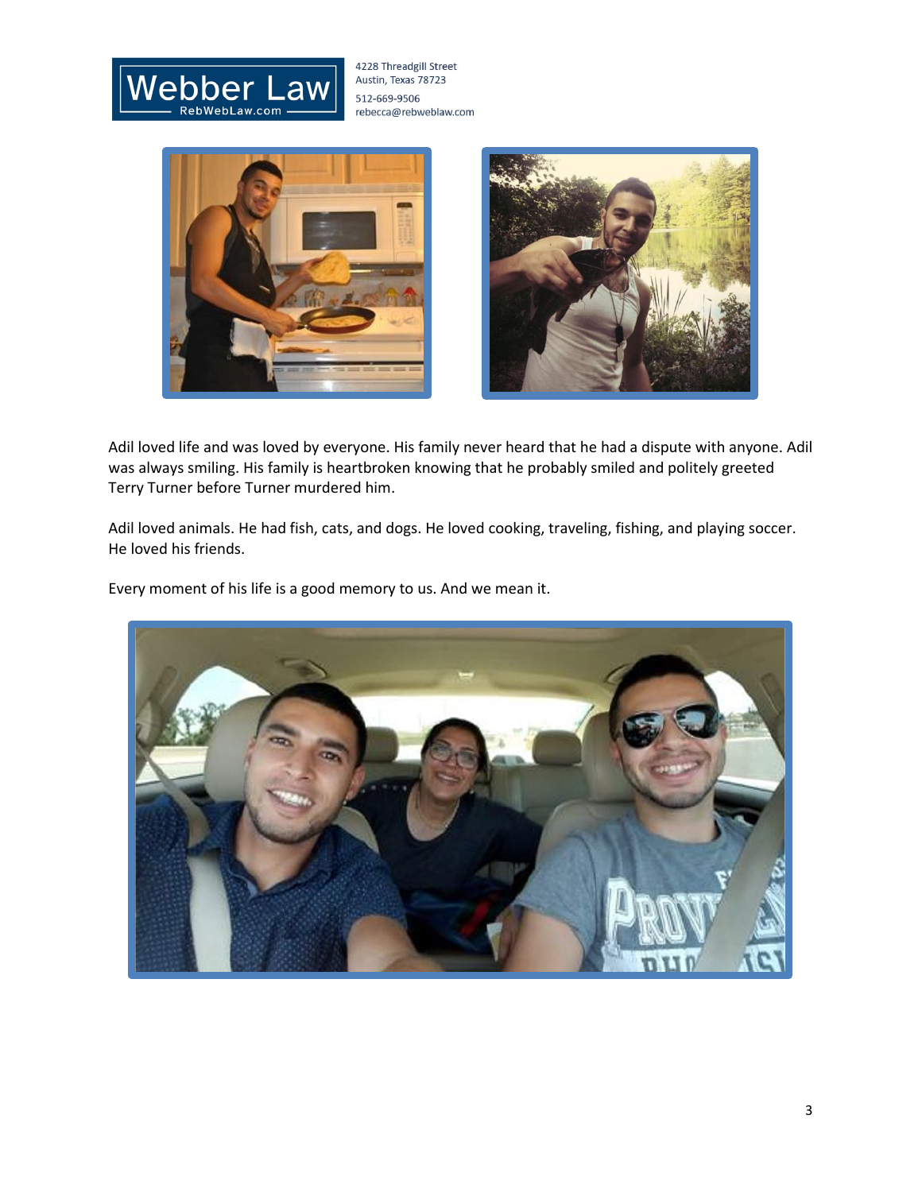Webber Law
RebWebLaw.com

4228 Threadgill Street
Austin, Texas 78723
512-669-9506
rebecca@rebweblaw.com

Adil loved life and was loved by everyone. His family never heard that he had a dispute with anyone. Adil was always smiling. His family is heartbroken knowing that he probably smiled and politely greeted Terry Turner before Turner murdered him.

Adil loved animals. He had fish, cats, and dogs. He loved cooking, traveling, fishing, and playing soccer. He loved his friends.

Every moment of his life is a good memory to us. And we mean it.